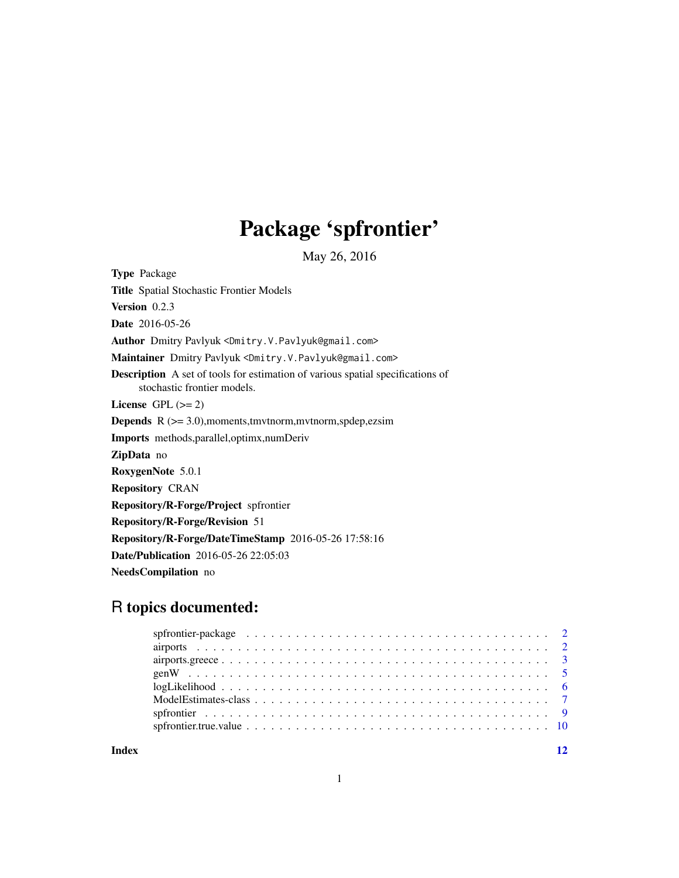# Package 'spfrontier'

May 26, 2016

**Type** Package

**Title** Spatial Stochastic Frontier Models

**Version** 0.2.3

**Date** 2016-05-26

**Author** Dmitry Pavlyuk <Dmitry.V.Pavlyuk@gmail.com>

**Maintainer** Dmitry Pavlyuk <Dmitry.V.Pavlyuk@gmail.com>

**Description** A set of tools for estimation of various spatial specifications of stochastic frontier models.

**License** GPL (>= 2)

**Depends** R (>= 3.0),moments,tmvtnorm,mvtnorm,spdep,ezsim

**Imports** methods,parallel,optimx,numDeriv

**ZipData** no

**RoxygenNote** 5.0.1

**Repository** CRAN

**Repository/R-Forge/Project** spfrontier

**Repository/R-Forge/Revision** 51

**Repository/R-Forge/DateTimeStamp** 2016-05-26 17:58:16

**Date/Publication** 2016-05-26 22:05:03

**NeedsCompilation** no

## R topics documented:

| | |
|---|---|
| spfrontier-package | 2 |
| airports | 2 |
| airports.greece | 3 |
| genW | 5 |
| logLikelihood | 6 |
| ModelEstimates-class | 7 |
| spfrontier | 9 |
| spfrontier.true.value | 10 |

**Index** **12**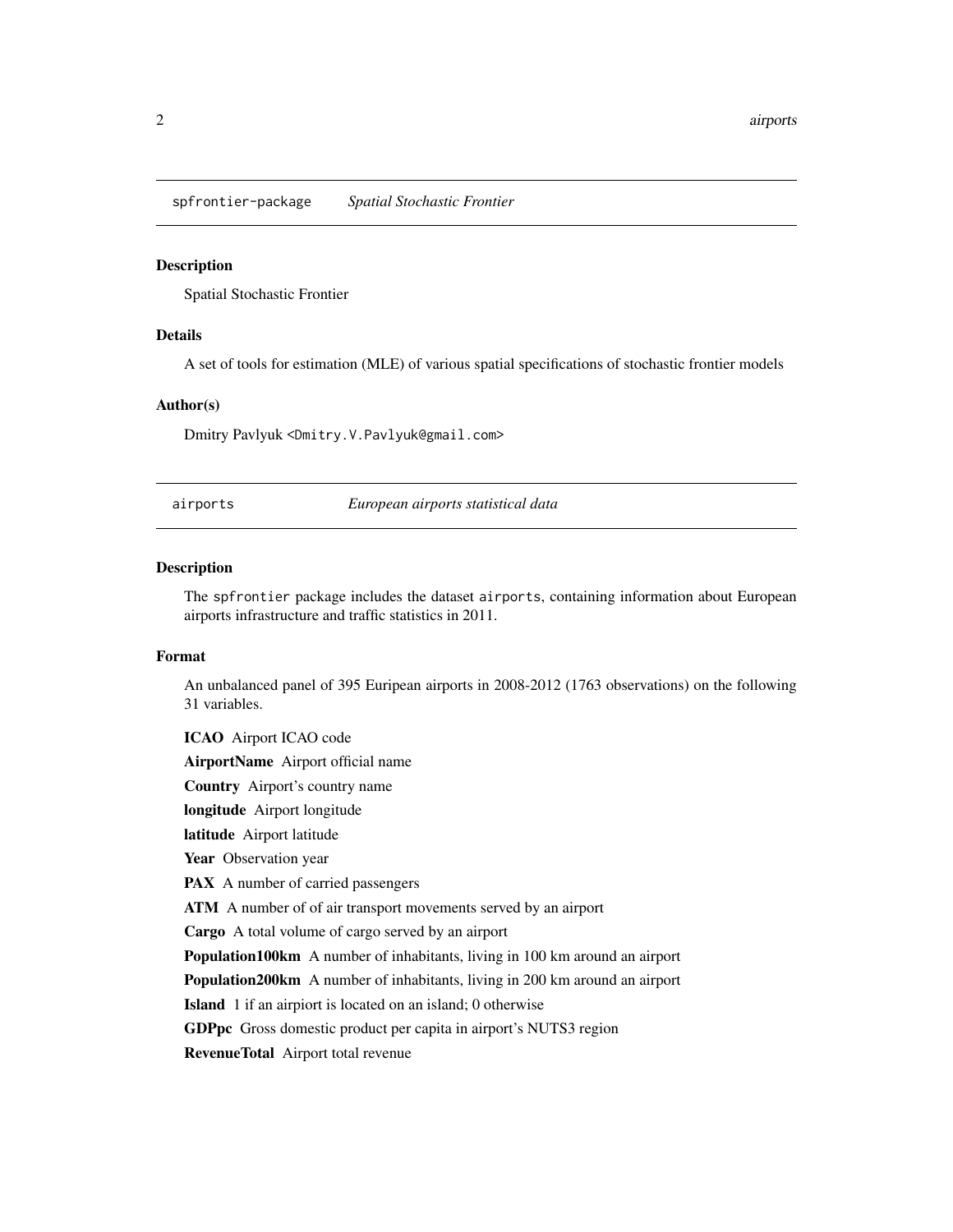## spfrontier-package *Spatial Stochastic Frontier*

### Description

Spatial Stochastic Frontier

### Details

A set of tools for estimation (MLE) of various spatial specifications of stochastic frontier models

### Author(s)

Dmitry Pavlyuk <Dmitry.V.Pavlyuk@gmail.com>

## airports *European airports statistical data*

### Description

The `spfrontier` package includes the dataset `airports`, containing information about European airports infrastructure and traffic statistics in 2011.

### Format

An unbalanced panel of 395 Euripean airports in 2008-2012 (1763 observations) on the following 31 variables.

**ICAO** Airport ICAO code

**AirportName** Airport official name

**Country** Airport's country name

**longitude** Airport longitude

**latitude** Airport latitude

**Year** Observation year

**PAX** A number of carried passengers

**ATM** A number of of air transport movements served by an airport

**Cargo** A total volume of cargo served by an airport

**Population100km** A number of inhabitants, living in 100 km around an airport

**Population200km** A number of inhabitants, living in 200 km around an airport

**Island** 1 if an airpiort is located on an island; 0 otherwise

**GDPpc** Gross domestic product per capita in airport's NUTS3 region

**RevenueTotal** Airport total revenue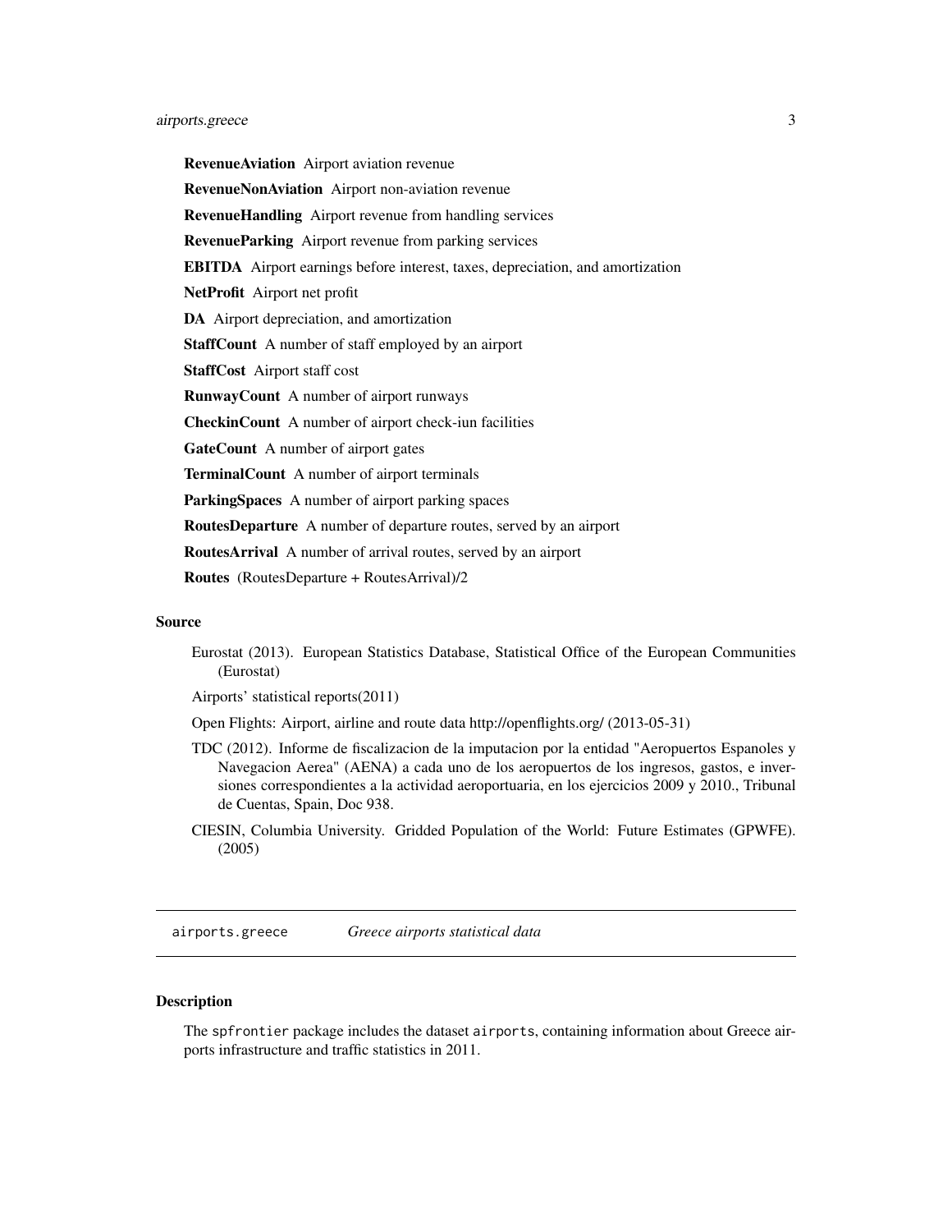**RevenueAviation** Airport aviation revenue

**RevenueNonAviation** Airport non-aviation revenue

**RevenueHandling** Airport revenue from handling services

**RevenueParking** Airport revenue from parking services

**EBITDA** Airport earnings before interest, taxes, depreciation, and amortization

**NetProfit** Airport net profit

**DA** Airport depreciation, and amortization

**StaffCount** A number of staff employed by an airport

**StaffCost** Airport staff cost

**RunwayCount** A number of airport runways

**CheckinCount** A number of airport check-iun facilities

**GateCount** A number of airport gates

**TerminalCount** A number of airport terminals

**ParkingSpaces** A number of airport parking spaces

**RoutesDeparture** A number of departure routes, served by an airport

**RoutesArrival** A number of arrival routes, served by an airport

**Routes** (RoutesDeparture + RoutesArrival)/2

### Source

Eurostat (2013). European Statistics Database, Statistical Office of the European Communities (Eurostat)

Airports' statistical reports(2011)

Open Flights: Airport, airline and route data http://openflights.org/ (2013-05-31)

TDC (2012). Informe de fiscalizacion de la imputacion por la entidad "Aeropuertos Espanoles y Navegacion Aerea" (AENA) a cada uno de los aeropuertos de los ingresos, gastos, e inversiones correspondientes a la actividad aeroportuaria, en los ejercicios 2009 y 2010., Tribunal de Cuentas, Spain, Doc 938.

CIESIN, Columbia University. Gridded Population of the World: Future Estimates (GPWFE). (2005)

---

## `airports.greece` *Greece airports statistical data*

### Description

The `spfrontier` package includes the dataset `airports`, containing information about Greece airports infrastructure and traffic statistics in 2011.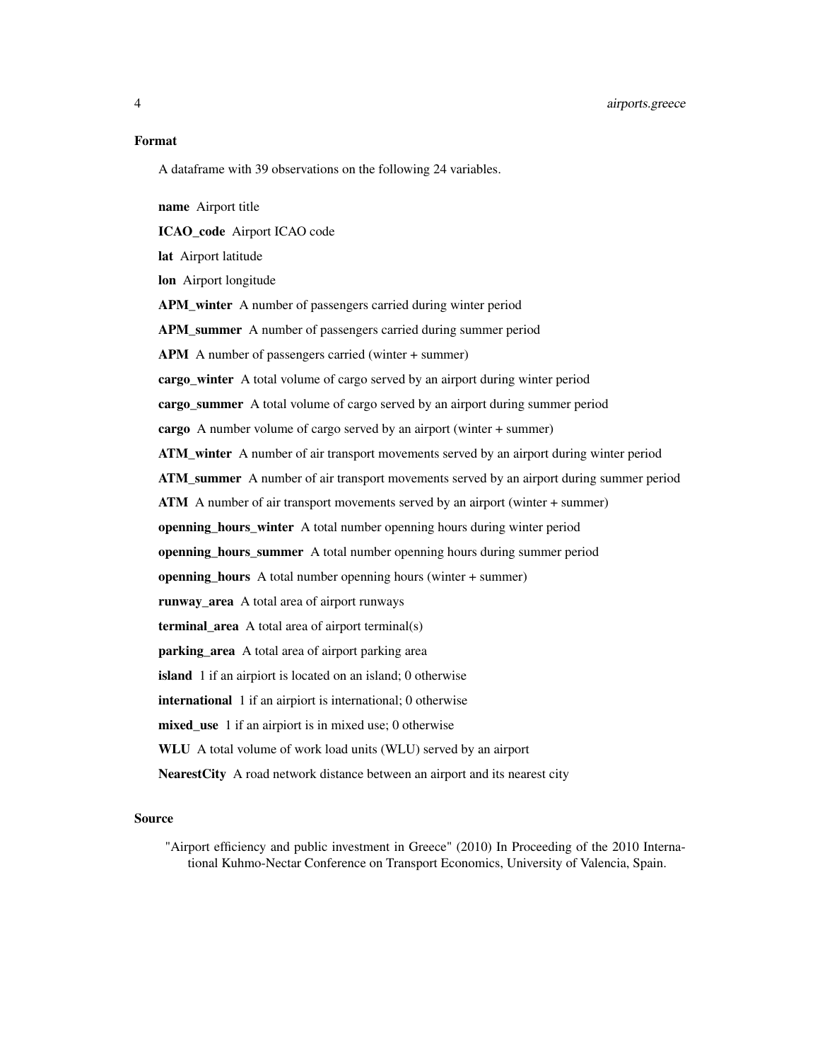## Format

A dataframe with 39 observations on the following 24 variables.

**name** Airport title

**ICAO_code** Airport ICAO code

**lat** Airport latitude

**lon** Airport longitude

**APM_winter** A number of passengers carried during winter period

**APM_summer** A number of passengers carried during summer period

**APM** A number of passengers carried (winter + summer)

**cargo_winter** A total volume of cargo served by an airport during winter period

**cargo_summer** A total volume of cargo served by an airport during summer period

**cargo** A number volume of cargo served by an airport (winter + summer)

**ATM_winter** A number of air transport movements served by an airport during winter period

**ATM_summer** A number of air transport movements served by an airport during summer period

**ATM** A number of air transport movements served by an airport (winter + summer)

**openning_hours_winter** A total number openning hours during winter period

**openning_hours_summer** A total number openning hours during summer period

**openning_hours** A total number openning hours (winter + summer)

**runway_area** A total area of airport runways

**terminal_area** A total area of airport terminal(s)

**parking_area** A total area of airport parking area

**island** 1 if an airpiort is located on an island; 0 otherwise

**international** 1 if an airpiort is international; 0 otherwise

**mixed_use** 1 if an airpiort is in mixed use; 0 otherwise

**WLU** A total volume of work load units (WLU) served by an airport

**NearestCity** A road network distance between an airport and its nearest city

## Source

"Airport efficiency and public investment in Greece" (2010) In Proceeding of the 2010 International Kuhmo-Nectar Conference on Transport Economics, University of Valencia, Spain.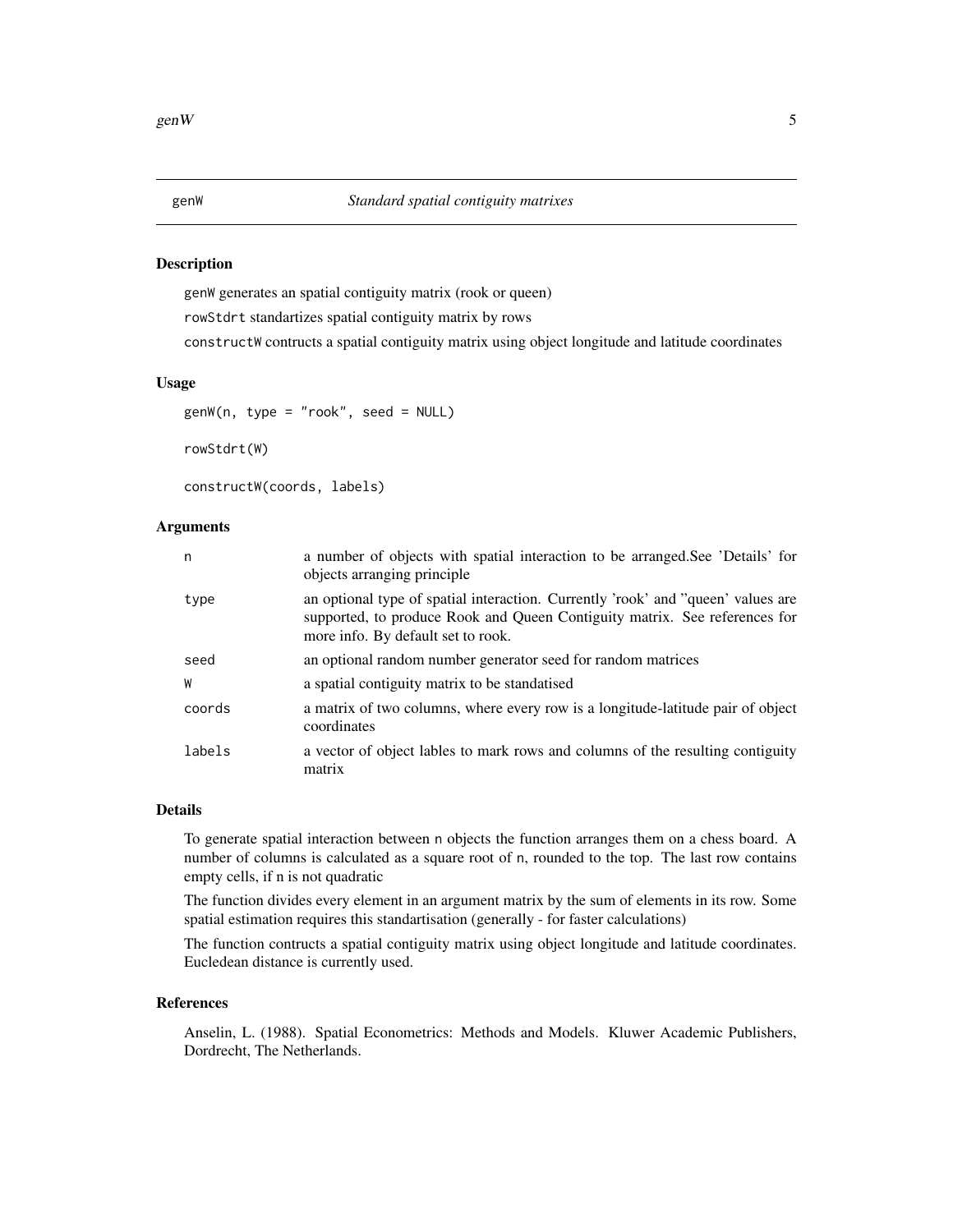# genW — *Standard spatial contiguity matrixes*

## Description

genW generates an spatial contiguity matrix (rook or queen)

rowStdrt standartizes spatial contiguity matrix by rows

constructW contructs a spatial contiguity matrix using object longitude and latitude coordinates

## Usage

```
genW(n, type = "rook", seed = NULL)

rowStdrt(W)

constructW(coords, labels)
```

## Arguments

| | |
|---|---|
| n | a number of objects with spatial interaction to be arranged.See 'Details' for objects arranging principle |
| type | an optional type of spatial interaction. Currently 'rook' and "queen' values are supported, to produce Rook and Queen Contiguity matrix. See references for more info. By default set to rook. |
| seed | an optional random number generator seed for random matrices |
| W | a spatial contiguity matrix to be standatised |
| coords | a matrix of two columns, where every row is a longitude-latitude pair of object coordinates |
| labels | a vector of object lables to mark rows and columns of the resulting contiguity matrix |

## Details

To generate spatial interaction between n objects the function arranges them on a chess board. A number of columns is calculated as a square root of n, rounded to the top. The last row contains empty cells, if n is not quadratic

The function divides every element in an argument matrix by the sum of elements in its row. Some spatial estimation requires this standartisation (generally - for faster calculations)

The function contructs a spatial contiguity matrix using object longitude and latitude coordinates. Eucledean distance is currently used.

## References

Anselin, L. (1988). Spatial Econometrics: Methods and Models. Kluwer Academic Publishers, Dordrecht, The Netherlands.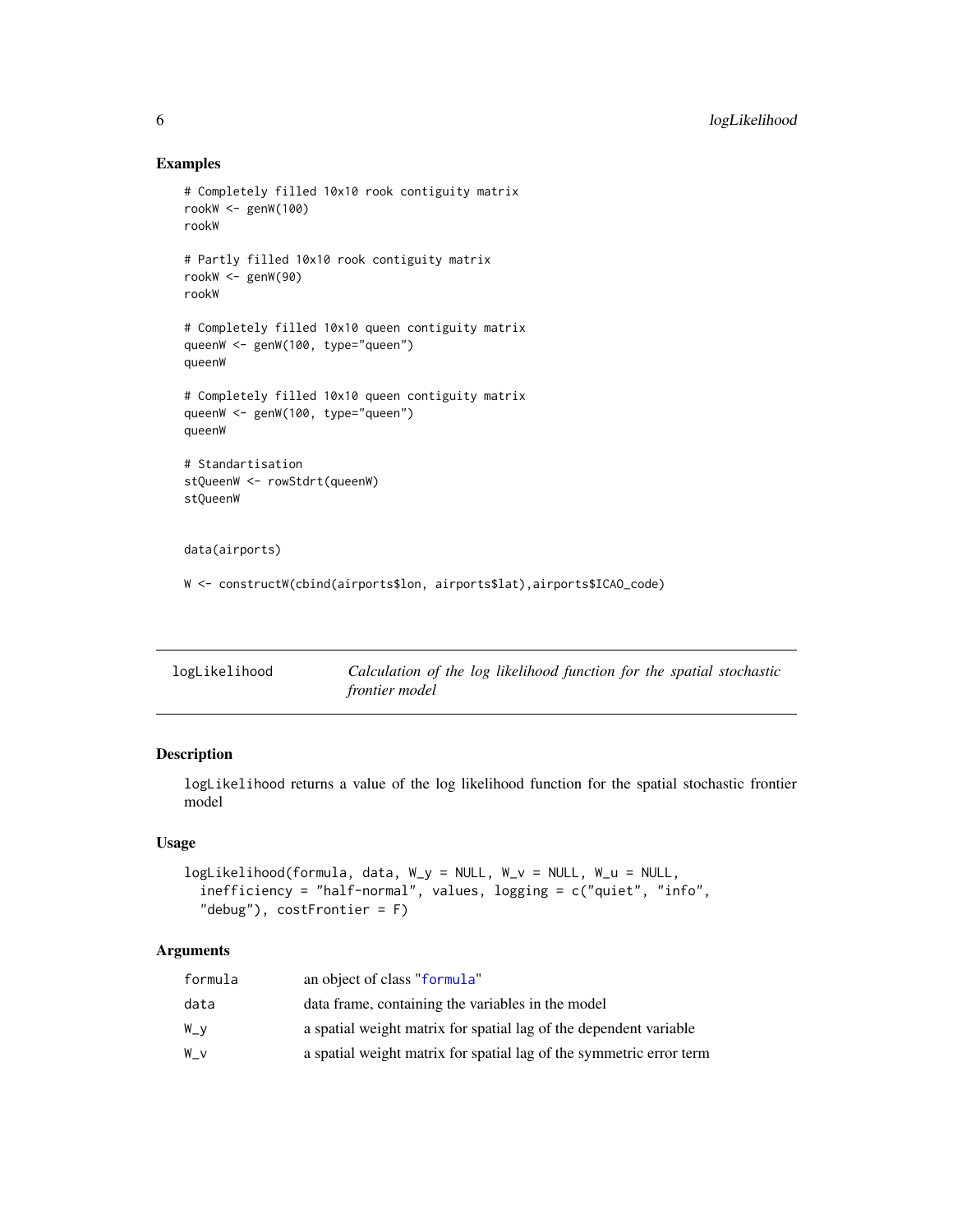### Examples

```
# Completely filled 10x10 rook contiguity matrix
rookW <- genW(100)
rookW

# Partly filled 10x10 rook contiguity matrix
rookW <- genW(90)
rookW

# Completely filled 10x10 queen contiguity matrix
queenW <- genW(100, type="queen")
queenW

# Completely filled 10x10 queen contiguity matrix
queenW <- genW(100, type="queen")
queenW

# Standartisation
stQueenW <- rowStdrt(queenW)
stQueenW


data(airports)

W <- constructW(cbind(airports$lon, airports$lat),airports$ICAO_code)
```

---

## logLikelihood — *Calculation of the log likelihood function for the spatial stochastic frontier model*

---

### Description

logLikelihood returns a value of the log likelihood function for the spatial stochastic frontier model

### Usage

```
logLikelihood(formula, data, W_y = NULL, W_v = NULL, W_u = NULL,
  inefficiency = "half-normal", values, logging = c("quiet", "info",
  "debug"), costFrontier = F)
```

### Arguments

| | |
|---|---|
| formula | an object of class "formula" |
| data | data frame, containing the variables in the model |
| W_y | a spatial weight matrix for spatial lag of the dependent variable |
| W_v | a spatial weight matrix for spatial lag of the symmetric error term |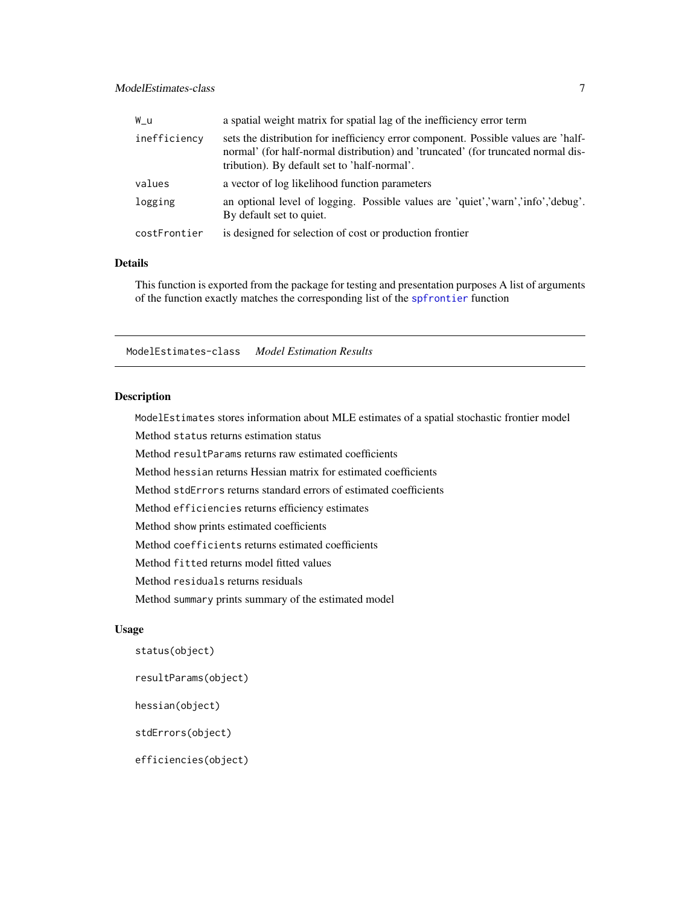| | |
|---|---|
| W_u | a spatial weight matrix for spatial lag of the inefficiency error term |
| inefficiency | sets the distribution for inefficiency error component. Possible values are 'half-normal' (for half-normal distribution) and 'truncated' (for truncated normal distribution). By default set to 'half-normal'. |
| values | a vector of log likelihood function parameters |
| logging | an optional level of logging. Possible values are 'quiet','warn','info','debug'. By default set to quiet. |
| costFrontier | is designed for selection of cost or production frontier |

## Details

This function is exported from the package for testing and presentation purposes A list of arguments of the function exactly matches the corresponding list of the spfrontier function

---

# ModelEstimates-class *Model Estimation Results*

## Description

ModelEstimates stores information about MLE estimates of a spatial stochastic frontier model

Method status returns estimation status

Method resultParams returns raw estimated coefficients

Method hessian returns Hessian matrix for estimated coefficients

Method stdErrors returns standard errors of estimated coefficients

Method efficiencies returns efficiency estimates

Method show prints estimated coefficients

Method coefficients returns estimated coefficients

Method fitted returns model fitted values

Method residuals returns residuals

Method summary prints summary of the estimated model

## Usage

```
status(object)

resultParams(object)

hessian(object)

stdErrors(object)

efficiencies(object)
```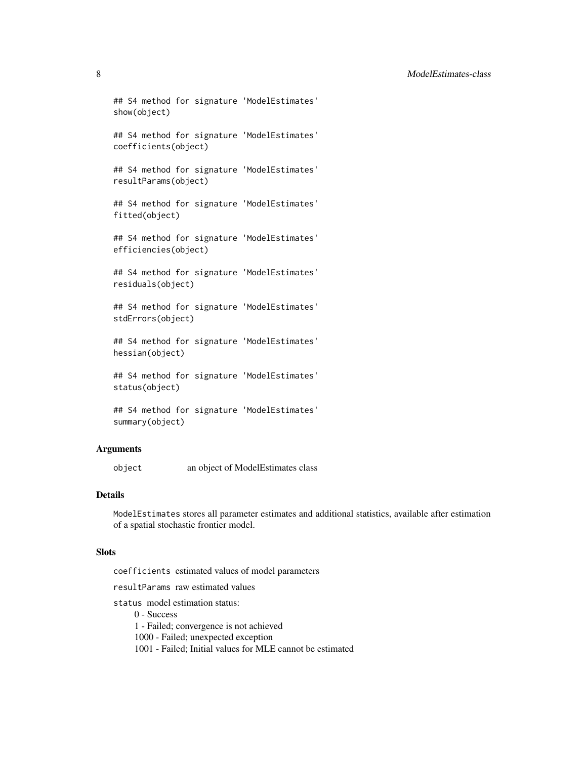```
## S4 method for signature 'ModelEstimates'
show(object)

## S4 method for signature 'ModelEstimates'
coefficients(object)

## S4 method for signature 'ModelEstimates'
resultParams(object)

## S4 method for signature 'ModelEstimates'
fitted(object)

## S4 method for signature 'ModelEstimates'
efficiencies(object)

## S4 method for signature 'ModelEstimates'
residuals(object)

## S4 method for signature 'ModelEstimates'
stdErrors(object)

## S4 method for signature 'ModelEstimates'
hessian(object)

## S4 method for signature 'ModelEstimates'
status(object)

## S4 method for signature 'ModelEstimates'
summary(object)
```

## Arguments

| | |
|---|---|
| `object` | an object of ModelEstimates class |

## Details

`ModelEstimates` stores all parameter estimates and additional statistics, available after estimation of a spatial stochastic frontier model.

## Slots

`coefficients` estimated values of model parameters

`resultParams` raw estimated values

`status` model estimation status:

- 0 - Success
- 1 - Failed; convergence is not achieved
- 1000 - Failed; unexpected exception
- 1001 - Failed; Initial values for MLE cannot be estimated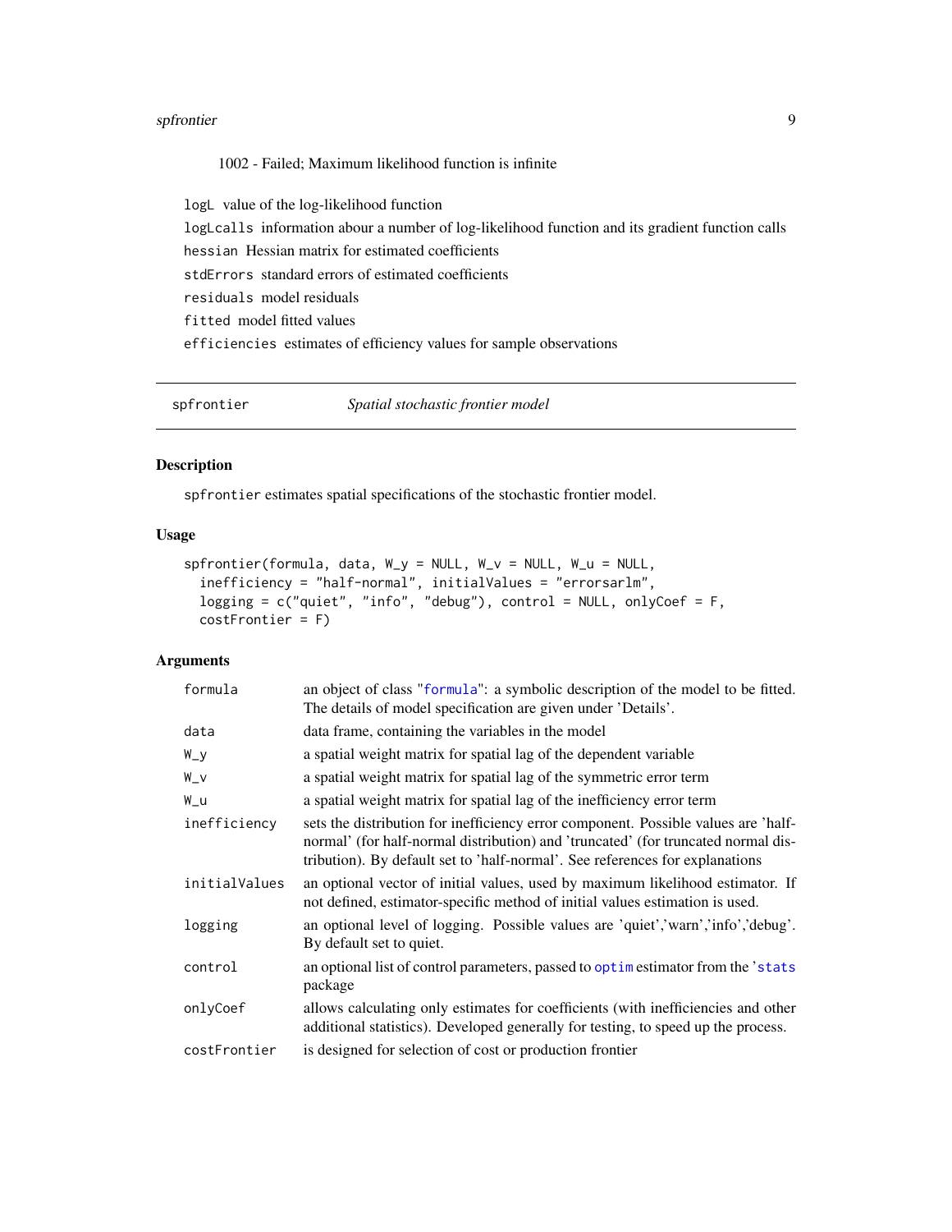1002 - Failed; Maximum likelihood function is infinite

`logL` value of the log-likelihood function

`logLcalls` information abour a number of log-likelihood function and its gradient function calls

`hessian` Hessian matrix for estimated coefficients

`stdErrors` standard errors of estimated coefficients

`residuals` model residuals

`fitted` model fitted values

`efficiencies` estimates of efficiency values for sample observations

---

`spfrontier` *Spatial stochastic frontier model*

---

## Description

`spfrontier` estimates spatial specifications of the stochastic frontier model.

## Usage

```
spfrontier(formula, data, W_y = NULL, W_v = NULL, W_u = NULL,
  inefficiency = "half-normal", initialValues = "errorsarlm",
  logging = c("quiet", "info", "debug"), control = NULL, onlyCoef = F,
  costFrontier = F)
```

## Arguments

| | |
|---|---|
| `formula` | an object of class "`formula`": a symbolic description of the model to be fitted. The details of model specification are given under 'Details'. |
| `data` | data frame, containing the variables in the model |
| `W_y` | a spatial weight matrix for spatial lag of the dependent variable |
| `W_v` | a spatial weight matrix for spatial lag of the symmetric error term |
| `W_u` | a spatial weight matrix for spatial lag of the inefficiency error term |
| `inefficiency` | sets the distribution for inefficiency error component. Possible values are 'half-normal' (for half-normal distribution) and 'truncated' (for truncated normal distribution). By default set to 'half-normal'. See references for explanations |
| `initialValues` | an optional vector of initial values, used by maximum likelihood estimator. If not defined, estimator-specific method of initial values estimation is used. |
| `logging` | an optional level of logging. Possible values are 'quiet','warn','info','debug'. By default set to quiet. |
| `control` | an optional list of control parameters, passed to `optim` estimator from the '`stats` package |
| `onlyCoef` | allows calculating only estimates for coefficients (with inefficiencies and other additional statistics). Developed generally for testing, to speed up the process. |
| `costFrontier` | is designed for selection of cost or production frontier |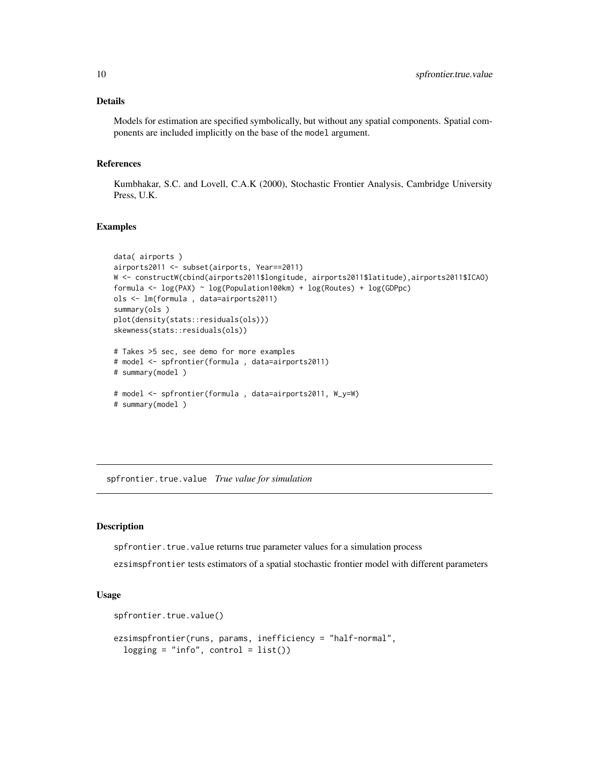### Details

Models for estimation are specified symbolically, but without any spatial components. Spatial components are included implicitly on the base of the `model` argument.

### References

Kumbhakar, S.C. and Lovell, C.A.K (2000), Stochastic Frontier Analysis, Cambridge University Press, U.K.

### Examples

```
data( airports )
airports2011 <- subset(airports, Year==2011)
W <- constructW(cbind(airports2011$longitude, airports2011$latitude),airports2011$ICAO)
formula <- log(PAX) ~ log(Population100km) + log(Routes) + log(GDPpc)
ols <- lm(formula , data=airports2011)
summary(ols )
plot(density(stats::residuals(ols)))
skewness(stats::residuals(ols))

# Takes >5 sec, see demo for more examples
# model <- spfrontier(formula , data=airports2011)
# summary(model )

# model <- spfrontier(formula , data=airports2011, W_y=W)
# summary(model )
```

---

## spfrontier.true.value *True value for simulation*

### Description

`spfrontier.true.value` returns true parameter values for a simulation process

`ezsimspfrontier` tests estimators of a spatial stochastic frontier model with different parameters

### Usage

```
spfrontier.true.value()

ezsimspfrontier(runs, params, inefficiency = "half-normal",
  logging = "info", control = list())
```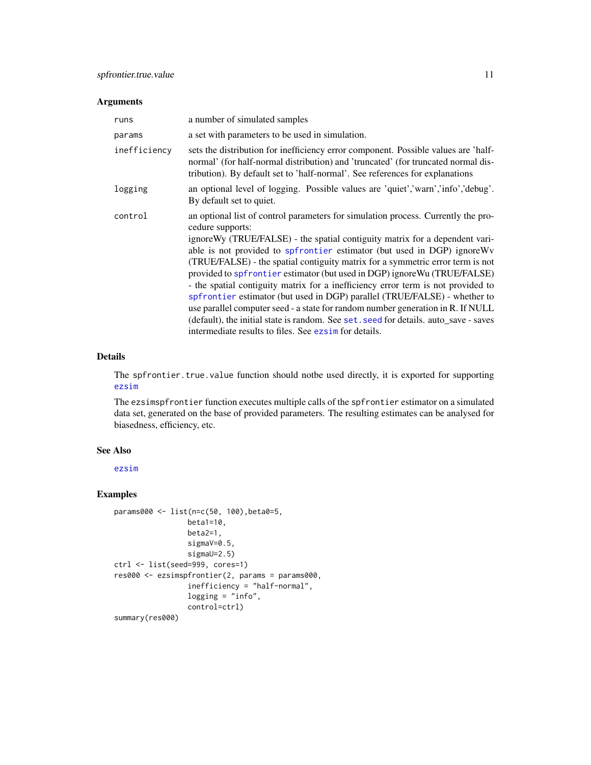### Arguments

| | |
|---|---|
| runs | a number of simulated samples |
| params | a set with parameters to be used in simulation. |
| inefficiency | sets the distribution for inefficiency error component. Possible values are 'half-normal' (for half-normal distribution) and 'truncated' (for truncated normal distribution). By default set to 'half-normal'. See references for explanations |
| logging | an optional level of logging. Possible values are 'quiet','warn','info','debug'. By default set to quiet. |
| control | an optional list of control parameters for simulation process. Currently the procedure supports: ignoreWy (TRUE/FALSE) - the spatial contiguity matrix for a dependent variable is not provided to spfrontier estimator (but used in DGP) ignoreWv (TRUE/FALSE) - the spatial contiguity matrix for a symmetric error term is not provided to spfrontier estimator (but used in DGP) ignoreWu (TRUE/FALSE) - the spatial contiguity matrix for a inefficiency error term is not provided to spfrontier estimator (but used in DGP) parallel (TRUE/FALSE) - whether to use parallel computer seed - a state for random number generation in R. If NULL (default), the initial state is random. See set.seed for details. auto_save - saves intermediate results to files. See ezsim for details. |

### Details

The spfrontier.true.value function should notbe used directly, it is exported for supporting ezsim

The ezsimspfrontier function executes multiple calls of the spfrontier estimator on a simulated data set, generated on the base of provided parameters. The resulting estimates can be analysed for biasedness, efficiency, etc.

### See Also

ezsim

### Examples

```
params000 <- list(n=c(50, 100),beta0=5,
                 beta1=10,
                 beta2=1,
                 sigmaV=0.5,
                 sigmaU=2.5)
ctrl <- list(seed=999, cores=1)
res000 <- ezsimspfrontier(2, params = params000,
                 inefficiency = "half-normal",
                 logging = "info",
                 control=ctrl)
summary(res000)
```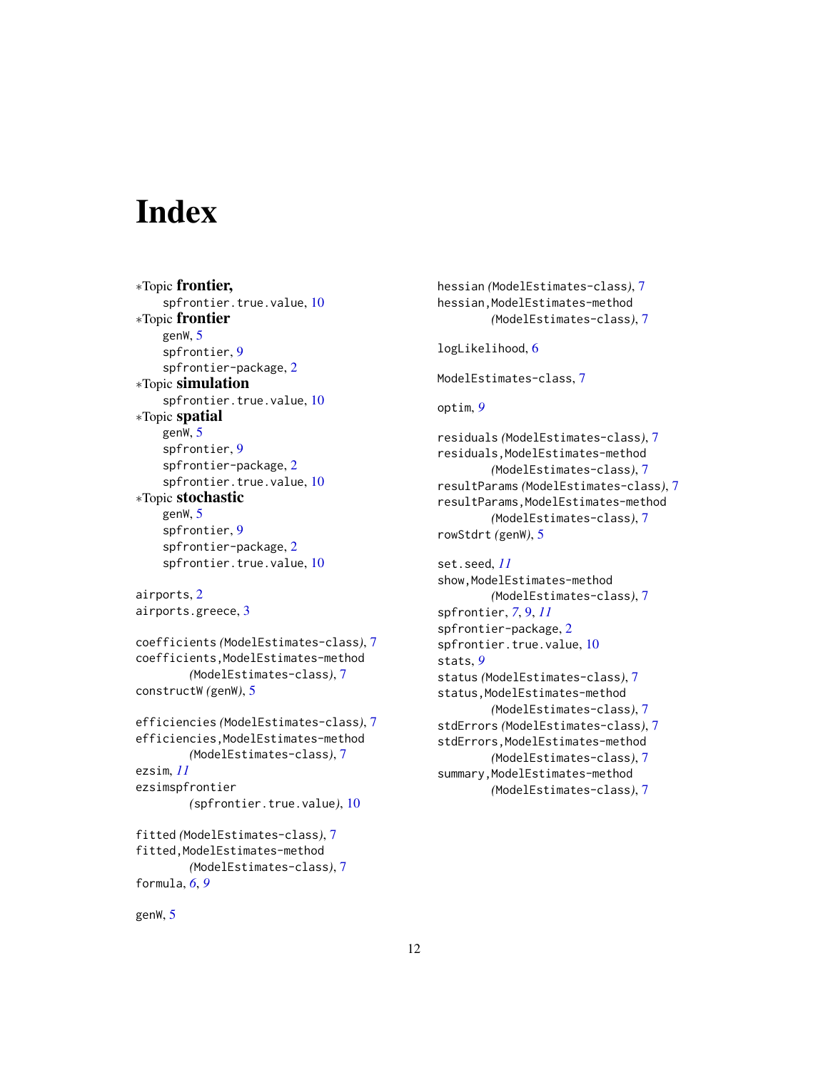# Index

*Topic **frontier,**
  spfrontier.true.value, 10

*Topic **frontier**
  genW, 5
  spfrontier, 9
  spfrontier-package, 2

*Topic **simulation**
  spfrontier.true.value, 10

*Topic **spatial**
  genW, 5
  spfrontier, 9
  spfrontier-package, 2
  spfrontier.true.value, 10

*Topic **stochastic**
  genW, 5
  spfrontier, 9
  spfrontier-package, 2
  spfrontier.true.value, 10

airports, 2
airports.greece, 3

coefficients *(*ModelEstimates-class*)*, 7
coefficients,ModelEstimates-method
  *(*ModelEstimates-class*)*, 7
constructW *(*genW*)*, 5

efficiencies *(*ModelEstimates-class*)*, 7
efficiencies,ModelEstimates-method
  *(*ModelEstimates-class*)*, 7
ezsim, *11*
ezsimspfrontier
  *(*spfrontier.true.value*)*, 10

fitted *(*ModelEstimates-class*)*, 7
fitted,ModelEstimates-method
  *(*ModelEstimates-class*)*, 7
formula, *6*, *9*

genW, 5

hessian *(*ModelEstimates-class*)*, 7
hessian,ModelEstimates-method
  *(*ModelEstimates-class*)*, 7

logLikelihood, 6

ModelEstimates-class, 7

optim, *9*

residuals *(*ModelEstimates-class*)*, 7
residuals,ModelEstimates-method
  *(*ModelEstimates-class*)*, 7
resultParams *(*ModelEstimates-class*)*, 7
resultParams,ModelEstimates-method
  *(*ModelEstimates-class*)*, 7
rowStdrt *(*genW*)*, 5

set.seed, *11*
show,ModelEstimates-method
  *(*ModelEstimates-class*)*, 7
spfrontier, *7*, 9, *11*
spfrontier-package, 2
spfrontier.true.value, 10
stats, *9*
status *(*ModelEstimates-class*)*, 7
status,ModelEstimates-method
  *(*ModelEstimates-class*)*, 7
stdErrors *(*ModelEstimates-class*)*, 7
stdErrors,ModelEstimates-method
  *(*ModelEstimates-class*)*, 7
summary,ModelEstimates-method
  *(*ModelEstimates-class*)*, 7